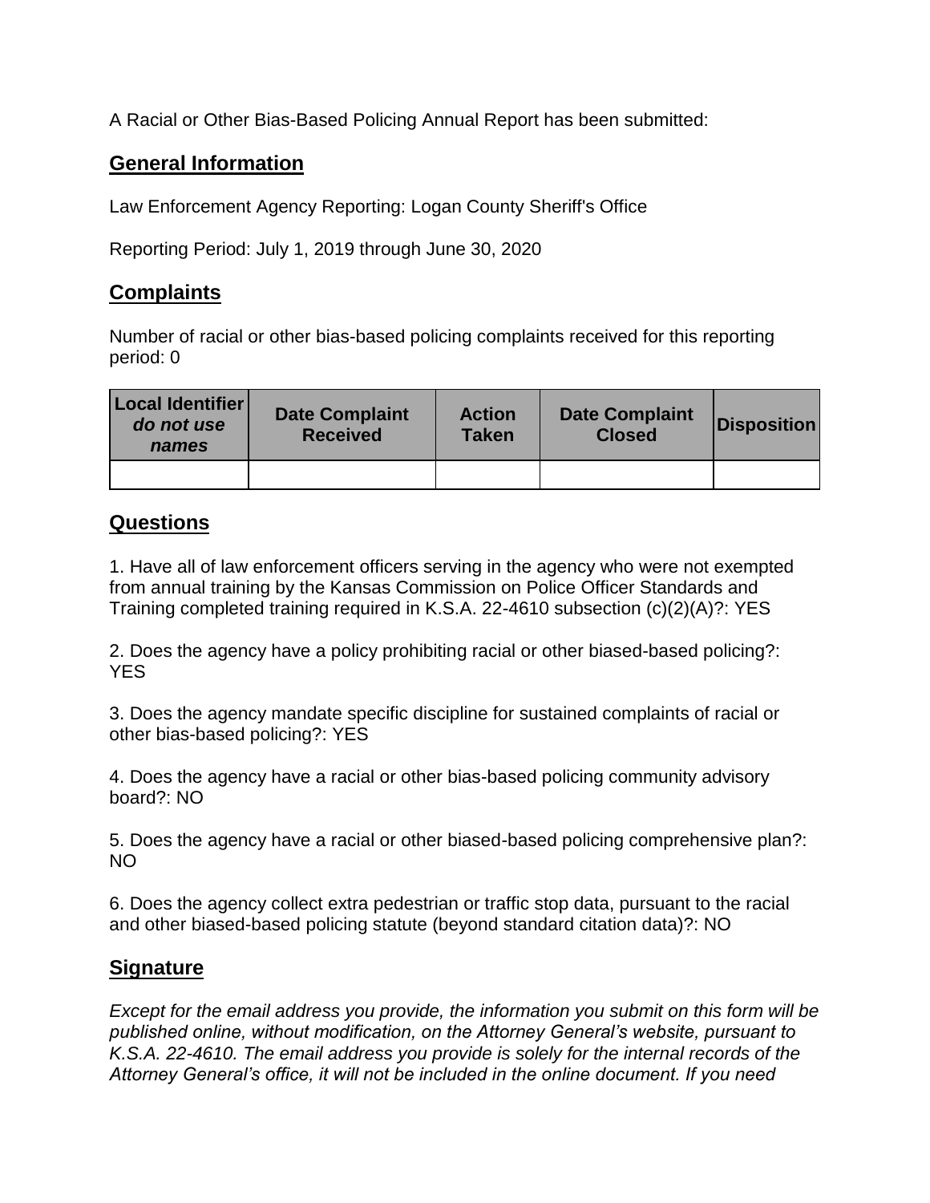A Racial or Other Bias-Based Policing Annual Report has been submitted:

## General Information

Law Enforcement Agency Reporting: Logan County Sheriff's Office

Reporting Period: July 1, 2019 through June 30, 2020

## Complaints

Number of racial or other bias-based policing complaints received for this reporting period: 0

| Local Identifier *do not use names* | Date Complaint Received | Action Taken | Date Complaint Closed | Disposition |
|---|---|---|---|---|
| | | | | |

## Questions

1. Have all of law enforcement officers serving in the agency who were not exempted from annual training by the Kansas Commission on Police Officer Standards and Training completed training required in K.S.A. 22-4610 subsection (c)(2)(A)?: YES

2. Does the agency have a policy prohibiting racial or other biased-based policing?: YES

3. Does the agency mandate specific discipline for sustained complaints of racial or other bias-based policing?: YES

4. Does the agency have a racial or other bias-based policing community advisory board?: NO

5. Does the agency have a racial or other biased-based policing comprehensive plan?: NO

6. Does the agency collect extra pedestrian or traffic stop data, pursuant to the racial and other biased-based policing statute (beyond standard citation data)?: NO

## Signature

*Except for the email address you provide, the information you submit on this form will be published online, without modification, on the Attorney General's website, pursuant to K.S.A. 22-4610. The email address you provide is solely for the internal records of the Attorney General's office, it will not be included in the online document. If you need*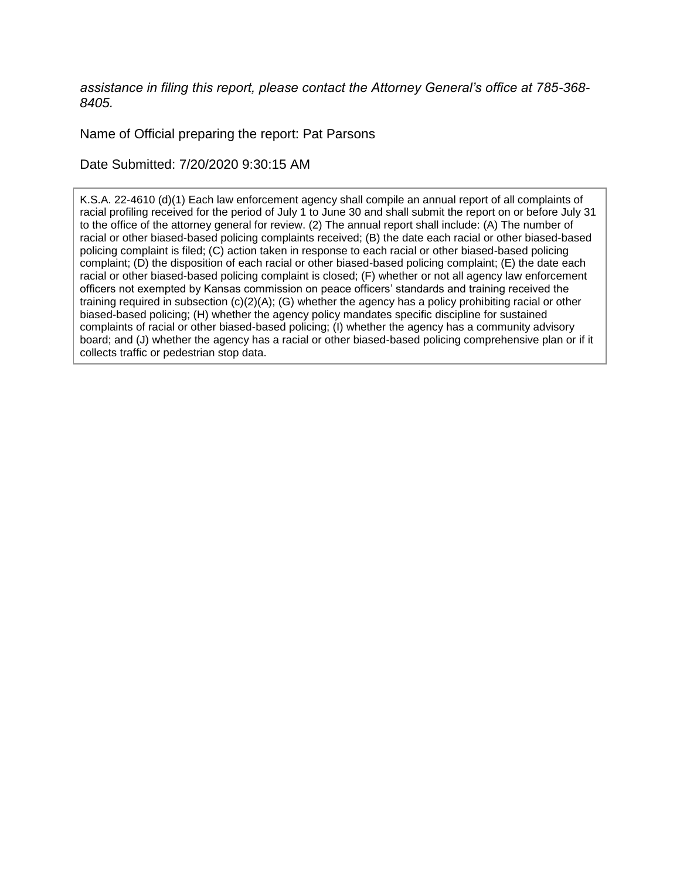*assistance in filing this report, please contact the Attorney General's office at 785-368-8405.*

Name of Official preparing the report: Pat Parsons

Date Submitted: 7/20/2020 9:30:15 AM

K.S.A. 22-4610 (d)(1) Each law enforcement agency shall compile an annual report of all complaints of racial profiling received for the period of July 1 to June 30 and shall submit the report on or before July 31 to the office of the attorney general for review. (2) The annual report shall include: (A) The number of racial or other biased-based policing complaints received; (B) the date each racial or other biased-based policing complaint is filed; (C) action taken in response to each racial or other biased-based policing complaint; (D) the disposition of each racial or other biased-based policing complaint; (E) the date each racial or other biased-based policing complaint is closed; (F) whether or not all agency law enforcement officers not exempted by Kansas commission on peace officers' standards and training received the training required in subsection (c)(2)(A); (G) whether the agency has a policy prohibiting racial or other biased-based policing; (H) whether the agency policy mandates specific discipline for sustained complaints of racial or other biased-based policing; (I) whether the agency has a community advisory board; and (J) whether the agency has a racial or other biased-based policing comprehensive plan or if it collects traffic or pedestrian stop data.